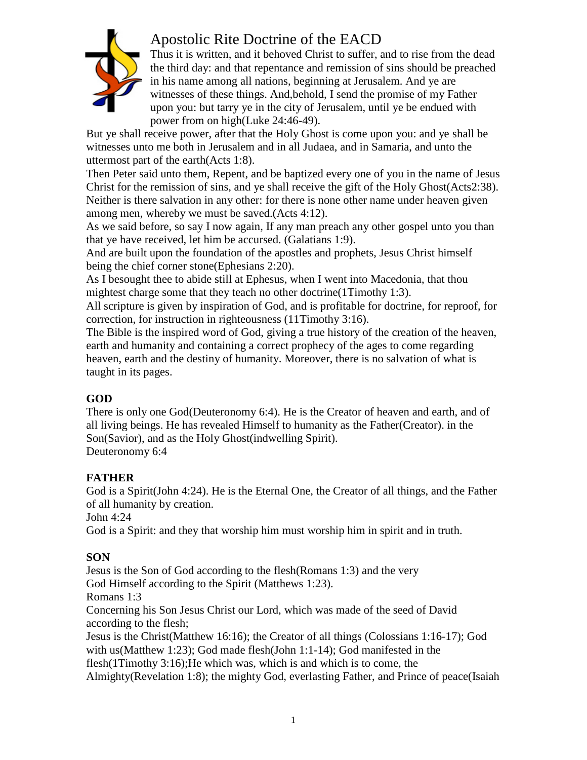# Apostolic Rite Doctrine of the EACD

Thus it is written, and it behoved Christ to suffer, and to rise from the dead the third day: and that repentance and remission of sins should be preached in his name among all nations, beginning at Jerusalem. And ye are witnesses of these things. And,behold, I send the promise of my Father upon you: but tarry ye in the city of Jerusalem, until ye be endued with power from on high(Luke 24:46-49).

But ye shall receive power, after that the Holy Ghost is come upon you: and ye shall be witnesses unto me both in Jerusalem and in all Judaea, and in Samaria, and unto the uttermost part of the earth(Acts 1:8).

Then Peter said unto them, Repent, and be baptized every one of you in the name of Jesus Christ for the remission of sins, and ye shall receive the gift of the Holy Ghost(Acts2:38).

Neither is there salvation in any other: for there is none other name under heaven given among men, whereby we must be saved.(Acts 4:12).

As we said before, so say I now again, If any man preach any other gospel unto you than that ye have received, let him be accursed. (Galatians 1:9).

And are built upon the foundation of the apostles and prophets, Jesus Christ himself being the chief corner stone(Ephesians 2:20).

As I besought thee to abide still at Ephesus, when I went into Macedonia, that thou mightest charge some that they teach no other doctrine(1Timothy 1:3).

All scripture is given by inspiration of God, and is profitable for doctrine, for reproof, for correction, for instruction in righteousness (11Timothy 3:16).

The Bible is the inspired word of God, giving a true history of the creation of the heaven, earth and humanity and containing a correct prophecy of the ages to come regarding heaven, earth and the destiny of humanity. Moreover, there is no salvation of what is taught in its pages.

**GOD**

There is only one God(Deuteronomy 6:4). He is the Creator of heaven and earth, and of all living beings. He has revealed Himself to humanity as the Father(Creator). in the Son(Savior), and as the Holy Ghost(indwelling Spirit).

Deuteronomy 6:4

**FATHER**

God is a Spirit(John 4:24). He is the Eternal One, the Creator of all things, and the Father of all humanity by creation.

John 4:24

God is a Spirit: and they that worship him must worship him in spirit and in truth.

**SON**

Jesus is the Son of God according to the flesh(Romans 1:3) and the very God Himself according to the Spirit (Matthews 1:23).

Romans 1:3

Concerning his Son Jesus Christ our Lord, which was made of the seed of David according to the flesh;

Jesus is the Christ(Matthew 16:16); the Creator of all things (Colossians 1:16-17); God with us(Matthew 1:23); God made flesh(John 1:1-14); God manifested in the flesh(1Timothy 3:16);He which was, which is and which is to come, the Almighty(Revelation 1:8); the mighty God, everlasting Father, and Prince of peace(Isaiah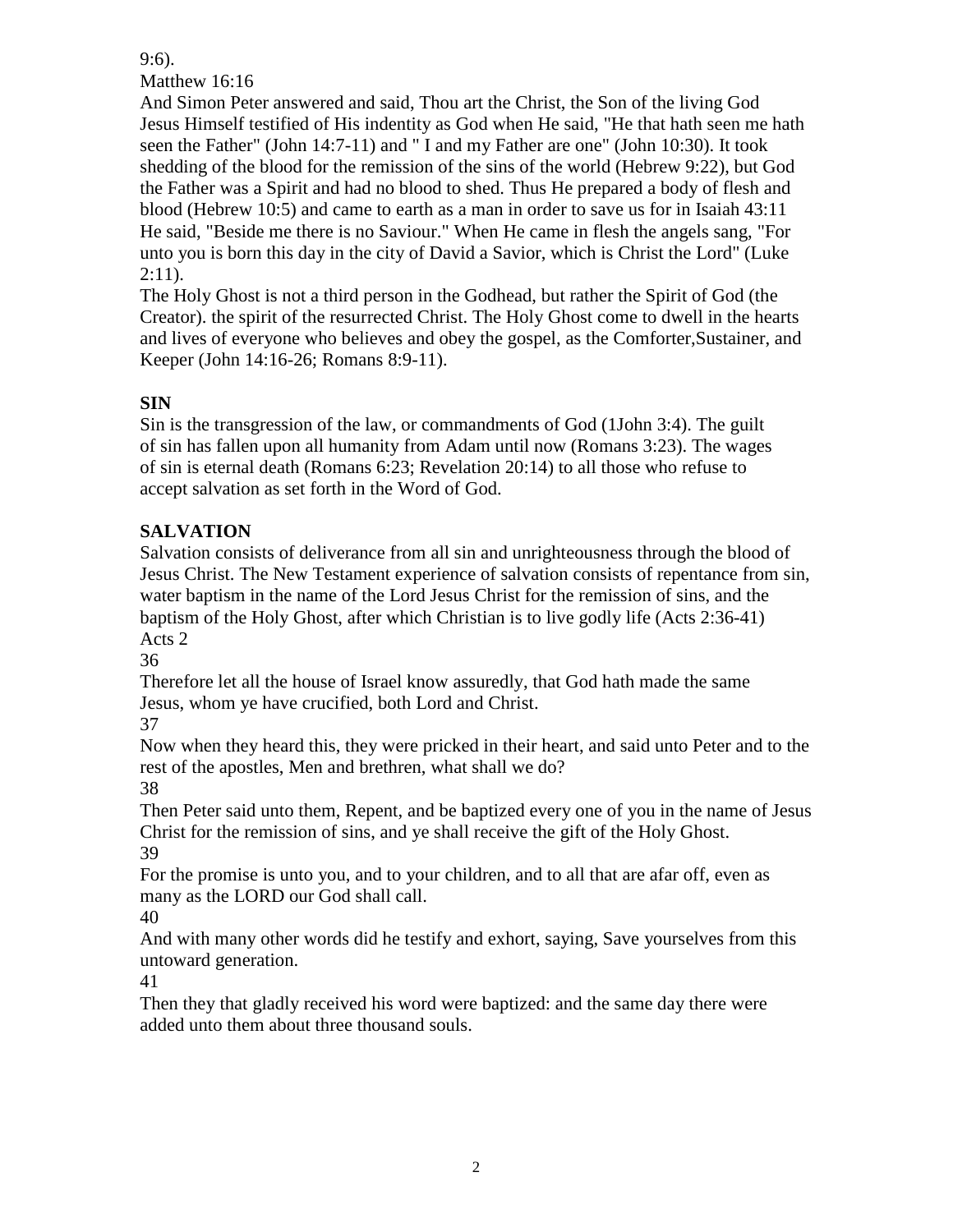9:6).

Matthew 16:16

And Simon Peter answered and said, Thou art the Christ, the Son of the living God
Jesus Himself testified of His indentity as God when He said, "He that hath seen me hath seen the Father" (John 14:7-11) and " I and my Father are one" (John 10:30). It took shedding of the blood for the remission of the sins of the world (Hebrew 9:22), but God the Father was a Spirit and had no blood to shed. Thus He prepared a body of flesh and blood (Hebrew 10:5) and came to earth as a man in order to save us for in Isaiah 43:11 He said, "Beside me there is no Saviour." When He came in flesh the angels sang, "For unto you is born this day in the city of David a Savior, which is Christ the Lord" (Luke 2:11).

The Holy Ghost is not a third person in the Godhead, but rather the Spirit of God (the Creator). the spirit of the resurrected Christ. The Holy Ghost come to dwell in the hearts and lives of everyone who believes and obey the gospel, as the Comforter,Sustainer, and Keeper (John 14:16-26; Romans 8:9-11).

**SIN**

Sin is the transgression of the law, or commandments of God (1John 3:4). The guilt of sin has fallen upon all humanity from Adam until now (Romans 3:23). The wages of sin is eternal death (Romans 6:23; Revelation 20:14) to all those who refuse to accept salvation as set forth in the Word of God.

**SALVATION**

Salvation consists of deliverance from all sin and unrighteousness through the blood of Jesus Christ. The New Testament experience of salvation consists of repentance from sin, water baptism in the name of the Lord Jesus Christ for the remission of sins, and the baptism of the Holy Ghost, after which Christian is to live godly life (Acts 2:36-41)

Acts 2

36

Therefore let all the house of Israel know assuredly, that God hath made the same Jesus, whom ye have crucified, both Lord and Christ.

37

Now when they heard this, they were pricked in their heart, and said unto Peter and to the rest of the apostles, Men and brethren, what shall we do?

38

Then Peter said unto them, Repent, and be baptized every one of you in the name of Jesus Christ for the remission of sins, and ye shall receive the gift of the Holy Ghost.

39

For the promise is unto you, and to your children, and to all that are afar off, even as many as the LORD our God shall call.

40

And with many other words did he testify and exhort, saying, Save yourselves from this untoward generation.

41

Then they that gladly received his word were baptized: and the same day there were added unto them about three thousand souls.